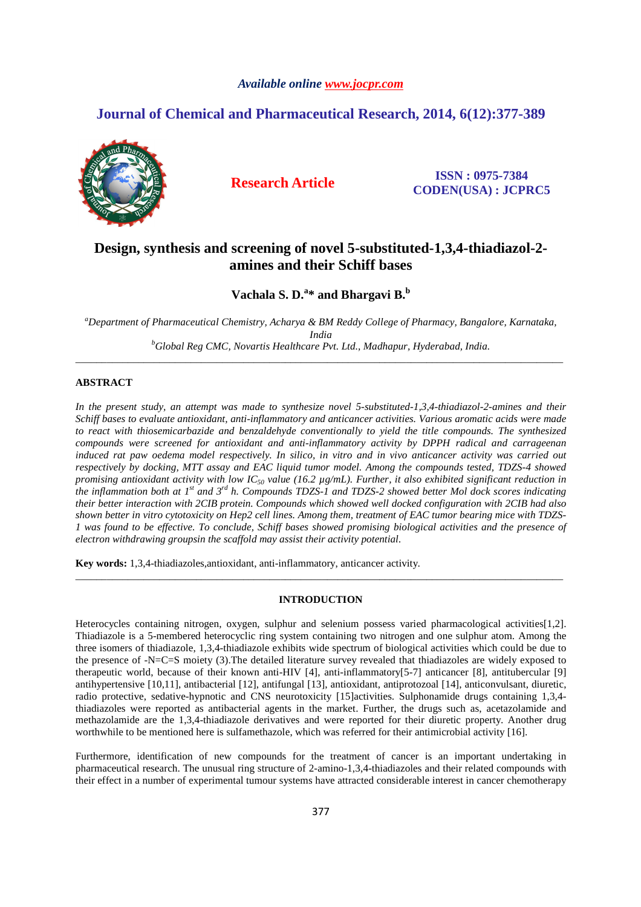*Available online www.jocpr.com*

## Journal of Chemical and Pharmaceutical Research, 2014, 6(12):377-389

**Research Article**

**ISSN : 0975-7384**
**CODEN(USA) : JCPRC5**

# Design, synthesis and screening of novel 5-substituted-1,3,4-thiadiazol-2-amines and their Schiff bases

**Vachala S. D.[a]* and Bhargavi B.[b]**

*[a]Department of Pharmaceutical Chemistry, Acharya & BM Reddy College of Pharmacy, Bangalore, Karnataka, India*
*[b]Global Reg CMC, Novartis Healthcare Pvt. Ltd., Madhapur, Hyderabad, India.*

---

## ABSTRACT

*In the present study, an attempt was made to synthesize novel 5-substituted-1,3,4-thiadiazol-2-amines and their Schiff bases to evaluate antioxidant, anti-inflammatory and anticancer activities. Various aromatic acids were made to react with thiosemicarbazide and benzaldehyde conventionally to yield the title compounds. The synthesized compounds were screened for antioxidant and anti-inflammatory activity by DPPH radical and carrageenan induced rat paw oedema model respectively. In silico, in vitro and in vivo anticancer activity was carried out respectively by docking, MTT assay and EAC liquid tumor model. Among the compounds tested, TDZS-4 showed promising antioxidant activity with low $IC_{50}$ value (16.2 µg/mL). Further, it also exhibited significant reduction in the inflammation both at $1^{st}$ and $3^{rd}$ h. Compounds TDZS-1 and TDZS-2 showed better Mol dock scores indicating their better interaction with 2CIB protein. Compounds which showed well docked configuration with 2CIB had also shown better in vitro cytotoxicity on Hep2 cell lines. Among them, treatment of EAC tumor bearing mice with TDZS-1 was found to be effective. To conclude, Schiff bases showed promising biological activities and the presence of electron withdrawing groupsin the scaffold may assist their activity potential.*

**Key words:** 1,3,4-thiadiazoles,antioxidant, anti-inflammatory, anticancer activity.

---

## INTRODUCTION

Heterocycles containing nitrogen, oxygen, sulphur and selenium possess varied pharmacological activities[1,2]. Thiadiazole is a 5-membered heterocyclic ring system containing two nitrogen and one sulphur atom. Among the three isomers of thiadiazole, 1,3,4-thiadiazole exhibits wide spectrum of biological activities which could be due to the presence of -N=C=S moiety (3).The detailed literature survey revealed that thiadiazoles are widely exposed to therapeutic world, because of their known anti-HIV [4], anti-inflammatory[5-7] anticancer [8], antitubercular [9] antihypertensive [10,11], antibacterial [12], antifungal [13], antioxidant, antiprotozoal [14], anticonvulsant, diuretic, radio protective, sedative-hypnotic and CNS neurotoxicity [15]activities. Sulphonamide drugs containing 1,3,4-thiadiazoles were reported as antibacterial agents in the market. Further, the drugs such as, acetazolamide and methazolamide are the 1,3,4-thiadiazole derivatives and were reported for their diuretic property. Another drug worthwhile to be mentioned here is sulfamethazole, which was referred for their antimicrobial activity [16].

Furthermore, identification of new compounds for the treatment of cancer is an important undertaking in pharmaceutical research. The unusual ring structure of 2-amino-1,3,4-thiadiazoles and their related compounds with their effect in a number of experimental tumour systems have attracted considerable interest in cancer chemotherapy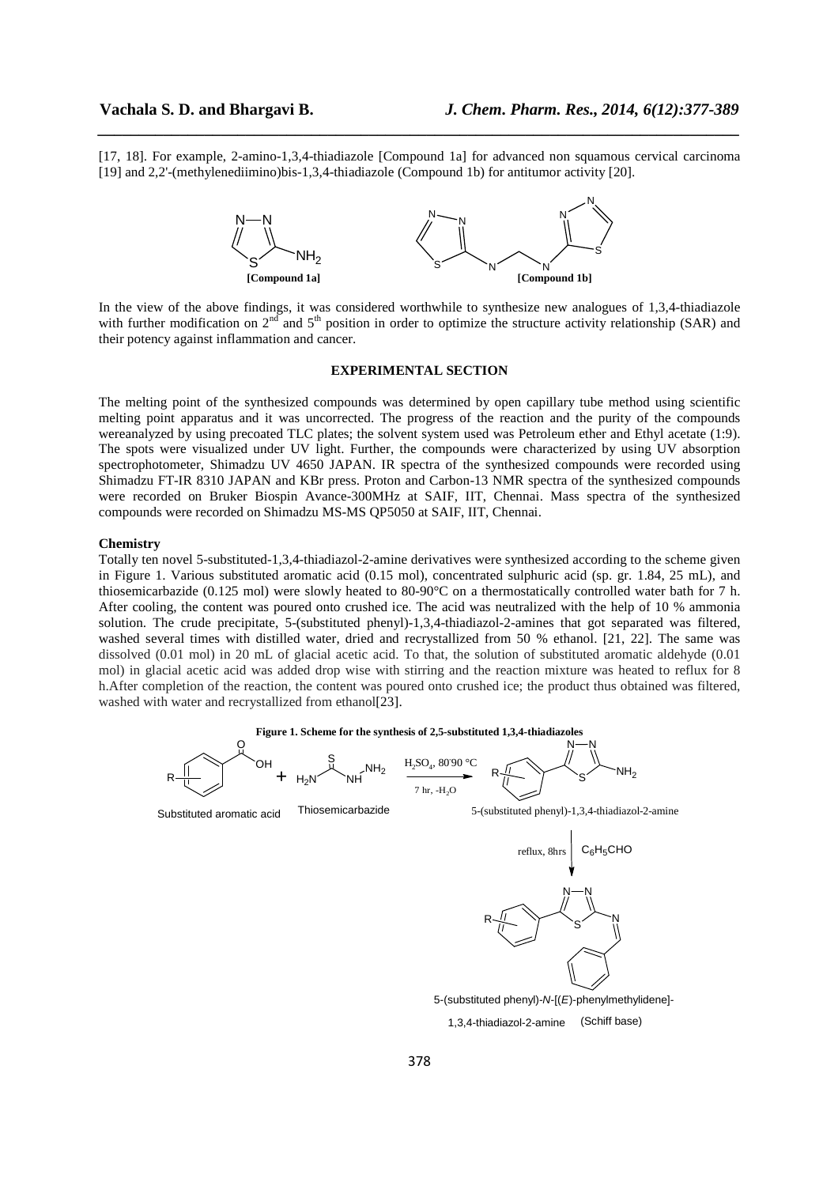[17, 18]. For example, 2-amino-1,3,4-thiadiazole [Compound 1a] for advanced non squamous cervical carcinoma [19] and 2,2'-(methylenediimino)bis-1,3,4-thiadiazole (Compound 1b) for antitumor activity [20].

[Compound 1a] [Compound 1b]

In the view of the above findings, it was considered worthwhile to synthesize new analogues of 1,3,4-thiadiazole with further modification on 2[nd] and 5[th] position in order to optimize the structure activity relationship (SAR) and their potency against inflammation and cancer.

## EXPERIMENTAL SECTION

The melting point of the synthesized compounds was determined by open capillary tube method using scientific melting point apparatus and it was uncorrected. The progress of the reaction and the purity of the compounds wereanalyzed by using precoated TLC plates; the solvent system used was Petroleum ether and Ethyl acetate (1:9). The spots were visualized under UV light. Further, the compounds were characterized by using UV absorption spectrophotometer, Shimadzu UV 4650 JAPAN. IR spectra of the synthesized compounds were recorded using Shimadzu FT-IR 8310 JAPAN and KBr press. Proton and Carbon-13 NMR spectra of the synthesized compounds were recorded on Bruker Biospin Avance-300MHz at SAIF, IIT, Chennai. Mass spectra of the synthesized compounds were recorded on Shimadzu MS-MS QP5050 at SAIF, IIT, Chennai.

### Chemistry

Totally ten novel 5-substituted-1,3,4-thiadiazol-2-amine derivatives were synthesized according to the scheme given in Figure 1. Various substituted aromatic acid (0.15 mol), concentrated sulphuric acid (sp. gr. 1.84, 25 mL), and thiosemicarbazide (0.125 mol) were slowly heated to 80-90°C on a thermostatically controlled water bath for 7 h. After cooling, the content was poured onto crushed ice. The acid was neutralized with the help of 10 % ammonia solution. The crude precipitate, 5-(substituted phenyl)-1,3,4-thiadiazol-2-amines that got separated was filtered, washed several times with distilled water, dried and recrystallized from 50 % ethanol. [21, 22]. The same was dissolved (0.01 mol) in 20 mL of glacial acetic acid. To that, the solution of substituted aromatic aldehyde (0.01 mol) in glacial acetic acid was added drop wise with stirring and the reaction mixture was heated to reflux for 8 h.After completion of the reaction, the content was poured onto crushed ice; the product thus obtained was filtered, washed with water and recrystallized from ethanol[23].

**Figure 1. Scheme for the synthesis of 2,5-substituted 1,3,4-thiadiazoles**

Substituted aromatic acid + Thiosemicarbazide → ($H_2SO_4$, 80-90 °C, 7 hr, $-H_2O$) 5-(substituted phenyl)-1,3,4-thiadiazol-2-amine → (reflux, 8hrs, $C_6H_5CHO$) 5-(substituted phenyl)-*N*-[(*E*)-phenylmethylidene]-1,3,4-thiadiazol-2-amine (Schiff base)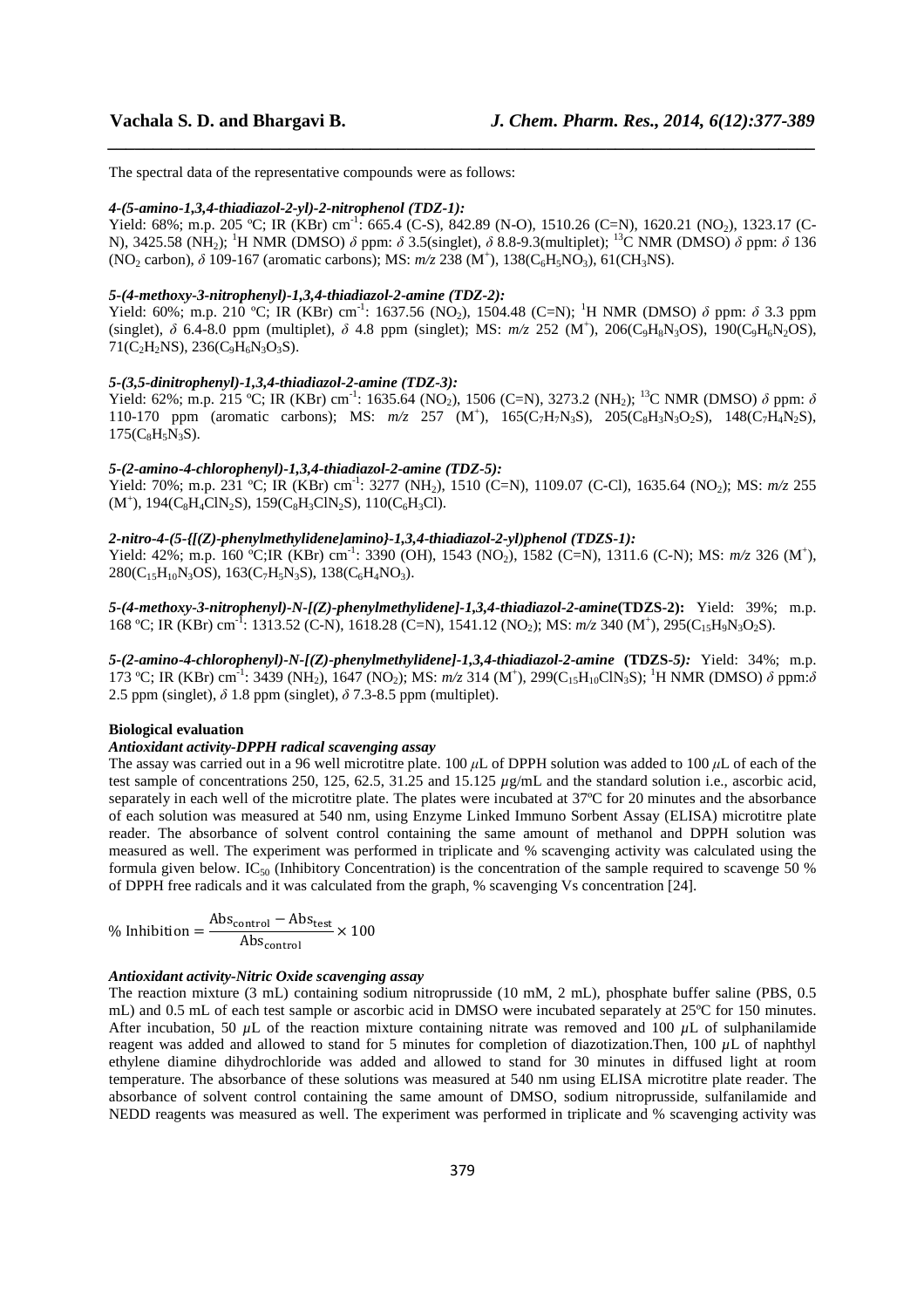The spectral data of the representative compounds were as follows:

***4-(5-amino-1,3,4-thiadiazol-2-yl)-2-nitrophenol (TDZ-1):***

Yield: 68%; m.p. 205 ºC; IR (KBr) $cm^{-1}$: 665.4 (C-S), 842.89 (N-O), 1510.26 (C=N), 1620.21 ($NO_2$), 1323.17 (C-N), 3425.58 ($NH_2$); $^1H$ NMR (DMSO) $\delta$ ppm: $\delta$ 3.5(singlet), $\delta$ 8.8-9.3(multiplet); $^{13}C$ NMR (DMSO) $\delta$ ppm: $\delta$ 136 ($NO_2$ carbon), $\delta$ 109-167 (aromatic carbons); MS: *m/z* 238 ($M^+$), 138($C_6H_5NO_3$), 61($CH_3NS$).

***5-(4-methoxy-3-nitrophenyl)-1,3,4-thiadiazol-2-amine (TDZ-2):***

Yield: 60%; m.p. 210 ºC; IR (KBr) $cm^{-1}$: 1637.56 ($NO_2$), 1504.48 (C=N); $^1H$ NMR (DMSO) $\delta$ ppm: $\delta$ 3.3 ppm (singlet), $\delta$ 6.4-8.0 ppm (multiplet), $\delta$ 4.8 ppm (singlet); MS: *m/z* 252 ($M^+$), 206($C_9H_8N_3OS$), 190($C_9H_6N_2OS$), 71($C_2H_2NS$), 236($C_9H_6N_3O_3S$).

***5-(3,5-dinitrophenyl)-1,3,4-thiadiazol-2-amine (TDZ-3):***

Yield: 62%; m.p. 215 ºC; IR (KBr) $cm^{-1}$: 1635.64 ($NO_2$), 1506 (C=N), 3273.2 ($NH_2$); $^{13}C$ NMR (DMSO) $\delta$ ppm: $\delta$ 110-170 ppm (aromatic carbons); MS: *m/z* 257 ($M^+$), 165($C_7H_7N_3S$), 205($C_8H_3N_3O_2S$), 148($C_7H_4N_2S$), 175($C_8H_5N_3S$).

***5-(2-amino-4-chlorophenyl)-1,3,4-thiadiazol-2-amine (TDZ-5):***

Yield: 70%; m.p. 231 ºC; IR (KBr) $cm^{-1}$: 3277 ($NH_2$), 1510 (C=N), 1109.07 (C-Cl), 1635.64 ($NO_2$); MS: *m/z* 255 ($M^+$), 194($C_8H_4ClN_2S$), 159($C_8H_3ClN_2S$), 110($C_6H_3Cl$).

***2-nitro-4-(5-{[(Z)-phenylmethylidene]amino}-1,3,4-thiadiazol-2-yl)phenol (TDZS-1):***

Yield: 42%; m.p. 160 ºC;IR (KBr) $cm^{-1}$: 3390 (OH), 1543 ($NO_2$), 1582 (C=N), 1311.6 (C-N); MS: *m/z* 326 ($M^+$), 280($C_{15}H_{10}N_3OS$), 163($C_7H_5N_3S$), 138($C_6H_4NO_3$).

***5-(4-methoxy-3-nitrophenyl)-N-[(Z)-phenylmethylidene]-1,3,4-thiadiazol-2-amine*(TDZS-2):** Yield: 39%; m.p. 168 ºC; IR (KBr) $cm^{-1}$: 1313.52 (C-N), 1618.28 (C=N), 1541.12 ($NO_2$); MS: *m/z* 340 ($M^+$), 295($C_{15}H_9N_3O_2S$).

***5-(2-amino-4-chlorophenyl)-N-[(Z)-phenylmethylidene]-1,3,4-thiadiazol-2-amine* (TDZS-*5):*** Yield: 34%; m.p. 173 ºC; IR (KBr) $cm^{-1}$: 3439 ($NH_2$), 1647 ($NO_2$); MS: *m/z* 314 ($M^+$), 299($C_{15}H_{10}ClN_3S$); $^1H$ NMR (DMSO) $\delta$ ppm:$\delta$ 2.5 ppm (singlet), $\delta$ 1.8 ppm (singlet), $\delta$ 7.3-8.5 ppm (multiplet).

**Biological evaluation**

***Antioxidant activity-DPPH radical scavenging assay***

The assay was carried out in a 96 well microtitre plate. 100 $\mu$L of DPPH solution was added to 100 $\mu$L of each of the test sample of concentrations 250, 125, 62.5, 31.25 and 15.125 $\mu$g/mL and the standard solution i.e., ascorbic acid, separately in each well of the microtitre plate. The plates were incubated at 37ºC for 20 minutes and the absorbance of each solution was measured at 540 nm, using Enzyme Linked Immuno Sorbent Assay (ELISA) microtitre plate reader. The absorbance of solvent control containing the same amount of methanol and DPPH solution was measured as well. The experiment was performed in triplicate and % scavenging activity was calculated using the formula given below. $IC_{50}$ (Inhibitory Concentration) is the concentration of the sample required to scavenge 50 % of DPPH free radicals and it was calculated from the graph, % scavenging Vs concentration [24].

$$\% \text{ Inhibition} = \frac{\text{Abs}_{\text{control}} - \text{Abs}_{\text{test}}}{\text{Abs}_{\text{control}}} \times 100$$

***Antioxidant activity-Nitric Oxide scavenging assay***

The reaction mixture (3 mL) containing sodium nitroprusside (10 mM, 2 mL), phosphate buffer saline (PBS, 0.5 mL) and 0.5 mL of each test sample or ascorbic acid in DMSO were incubated separately at 25ºC for 150 minutes. After incubation, 50 $\mu$L of the reaction mixture containing nitrate was removed and 100 $\mu$L of sulphanilamide reagent was added and allowed to stand for 5 minutes for completion of diazotization.Then, 100 $\mu$L of naphthyl ethylene diamine dihydrochloride was added and allowed to stand for 30 minutes in diffused light at room temperature. The absorbance of these solutions was measured at 540 nm using ELISA microtitre plate reader. The absorbance of solvent control containing the same amount of DMSO, sodium nitroprusside, sulfanilamide and NEDD reagents was measured as well. The experiment was performed in triplicate and % scavenging activity was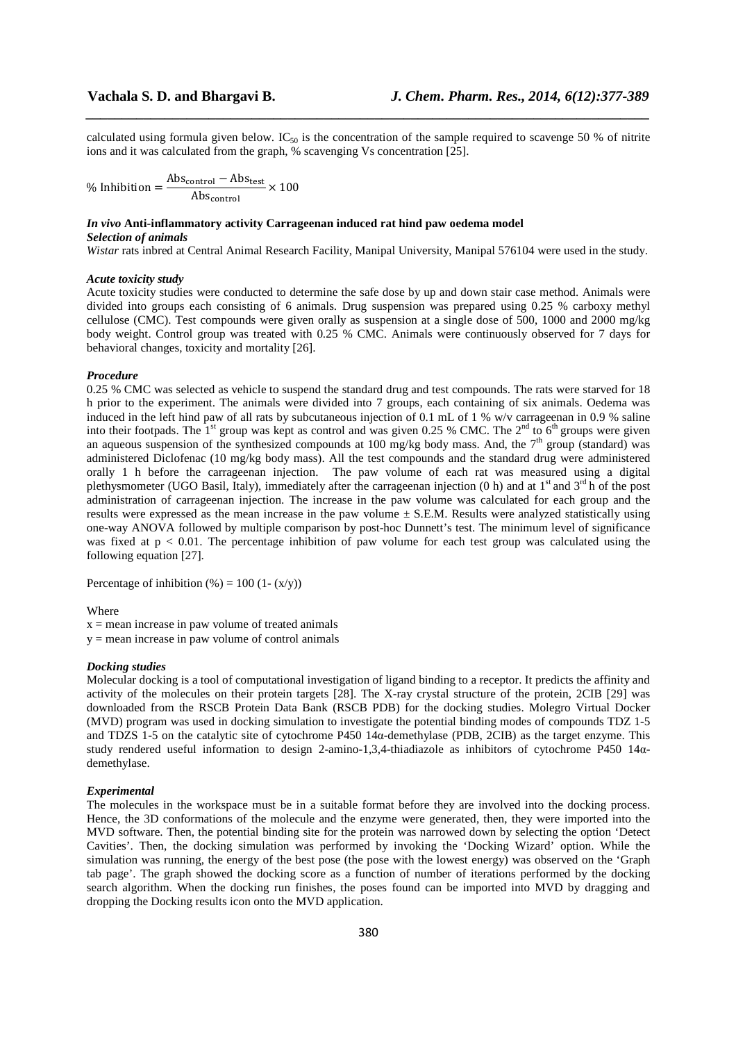calculated using formula given below. $IC_{50}$ is the concentration of the sample required to scavenge 50 % of nitrite ions and it was calculated from the graph, % scavenging Vs concentration [25].

$$\% \text{ Inhibition} = \frac{\text{Abs}_{\text{control}} - \text{Abs}_{\text{test}}}{\text{Abs}_{\text{control}}} \times 100$$

### *In vivo* Anti-inflammatory activity Carrageenan induced rat hind paw oedema model

***Selection of animals***

*Wistar* rats inbred at Central Animal Research Facility, Manipal University, Manipal 576104 were used in the study.

***Acute toxicity study***

Acute toxicity studies were conducted to determine the safe dose by up and down stair case method. Animals were divided into groups each consisting of 6 animals. Drug suspension was prepared using 0.25 % carboxy methyl cellulose (CMC). Test compounds were given orally as suspension at a single dose of 500, 1000 and 2000 mg/kg body weight. Control group was treated with 0.25 % CMC. Animals were continuously observed for 7 days for behavioral changes, toxicity and mortality [26].

***Procedure***

0.25 % CMC was selected as vehicle to suspend the standard drug and test compounds. The rats were starved for 18 h prior to the experiment. The animals were divided into 7 groups, each containing of six animals. Oedema was induced in the left hind paw of all rats by subcutaneous injection of 0.1 mL of 1 % w/v carrageenan in 0.9 % saline into their footpads. The 1st group was kept as control and was given 0.25 % CMC. The 2nd to 6th groups were given an aqueous suspension of the synthesized compounds at 100 mg/kg body mass. And, the 7th group (standard) was administered Diclofenac (10 mg/kg body mass). All the test compounds and the standard drug were administered orally 1 h before the carrageenan injection. The paw volume of each rat was measured using a digital plethysmometer (UGO Basil, Italy), immediately after the carrageenan injection (0 h) and at 1st and 3rd h of the post administration of carrageenan injection. The increase in the paw volume was calculated for each group and the results were expressed as the mean increase in the paw volume ± S.E.M. Results were analyzed statistically using one-way ANOVA followed by multiple comparison by post-hoc Dunnett's test. The minimum level of significance was fixed at $p < 0.01$. The percentage inhibition of paw volume for each test group was calculated using the following equation [27].

Percentage of inhibition (%) = $100\,(1 - (x/y))$

Where

$x$ = mean increase in paw volume of treated animals

$y$ = mean increase in paw volume of control animals

***Docking studies***

Molecular docking is a tool of computational investigation of ligand binding to a receptor. It predicts the affinity and activity of the molecules on their protein targets [28]. The X-ray crystal structure of the protein, 2CIB [29] was downloaded from the RSCB Protein Data Bank (RSCB PDB) for the docking studies. Molegro Virtual Docker (MVD) program was used in docking simulation to investigate the potential binding modes of compounds TDZ 1-5 and TDZS 1-5 on the catalytic site of cytochrome P450 14α-demethylase (PDB, 2CIB) as the target enzyme. This study rendered useful information to design 2-amino-1,3,4-thiadiazole as inhibitors of cytochrome P450 14α-demethylase.

***Experimental***

The molecules in the workspace must be in a suitable format before they are involved into the docking process. Hence, the 3D conformations of the molecule and the enzyme were generated, then, they were imported into the MVD software. Then, the potential binding site for the protein was narrowed down by selecting the option 'Detect Cavities'. Then, the docking simulation was performed by invoking the 'Docking Wizard' option. While the simulation was running, the energy of the best pose (the pose with the lowest energy) was observed on the 'Graph tab page'. The graph showed the docking score as a function of number of iterations performed by the docking search algorithm. When the docking run finishes, the poses found can be imported into MVD by dragging and dropping the Docking results icon onto the MVD application.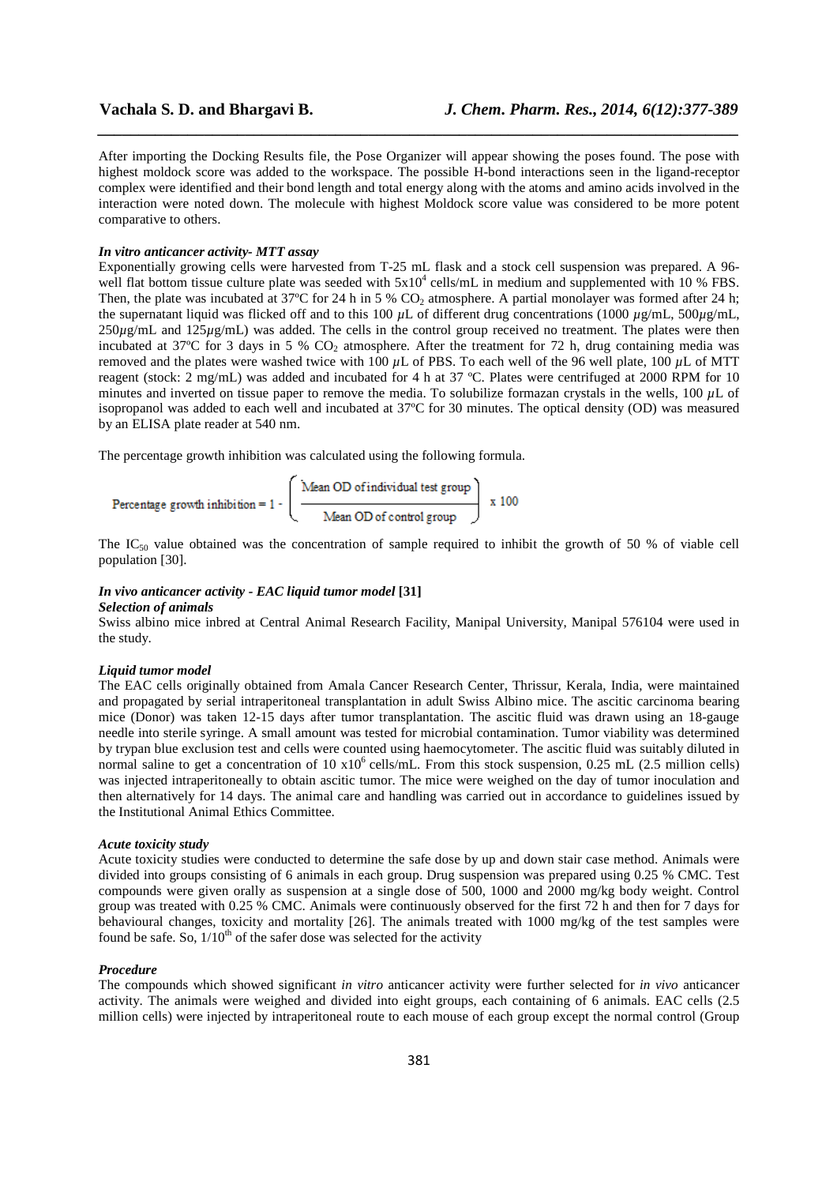After importing the Docking Results file, the Pose Organizer will appear showing the poses found. The pose with highest moldock score was added to the workspace. The possible H-bond interactions seen in the ligand-receptor complex were identified and their bond length and total energy along with the atoms and amino acids involved in the interaction were noted down. The molecule with highest Moldock score value was considered to be more potent comparative to others.

### *In vitro anticancer activity- MTT assay*

Exponentially growing cells were harvested from T-25 mL flask and a stock cell suspension was prepared. A 96-well flat bottom tissue culture plate was seeded with $5x10^4$ cells/mL in medium and supplemented with 10 % FBS. Then, the plate was incubated at 37ºC for 24 h in 5 % $CO_2$ atmosphere. A partial monolayer was formed after 24 h; the supernatant liquid was flicked off and to this 100 $\mu$L of different drug concentrations (1000 $\mu$g/mL, 500$\mu$g/mL, 250$\mu$g/mL and 125$\mu$g/mL) was added. The cells in the control group received no treatment. The plates were then incubated at 37ºC for 3 days in 5 % $CO_2$ atmosphere. After the treatment for 72 h, drug containing media was removed and the plates were washed twice with 100 $\mu$L of PBS. To each well of the 96 well plate, 100 $\mu$L of MTT reagent (stock: 2 mg/mL) was added and incubated for 4 h at 37 ºC. Plates were centrifuged at 2000 RPM for 10 minutes and inverted on tissue paper to remove the media. To solubilize formazan crystals in the wells, 100 $\mu$L of isopropanol was added to each well and incubated at 37ºC for 30 minutes. The optical density (OD) was measured by an ELISA plate reader at 540 nm.

The percentage growth inhibition was calculated using the following formula.

$$\text{Percentage growth inhibition} = 1 - \left( \frac{\text{Mean OD of individual test group}}{\text{Mean OD of control group}} \right) \times 100$$

The $IC_{50}$ value obtained was the concentration of sample required to inhibit the growth of 50 % of viable cell population [30].

### *In vivo anticancer activity - EAC liquid tumor model* [31]

#### *Selection of animals*

Swiss albino mice inbred at Central Animal Research Facility, Manipal University, Manipal 576104 were used in the study.

#### *Liquid tumor model*

The EAC cells originally obtained from Amala Cancer Research Center, Thrissur, Kerala, India, were maintained and propagated by serial intraperitoneal transplantation in adult Swiss Albino mice. The ascitic carcinoma bearing mice (Donor) was taken 12-15 days after tumor transplantation. The ascitic fluid was drawn using an 18-gauge needle into sterile syringe. A small amount was tested for microbial contamination. Tumor viability was determined by trypan blue exclusion test and cells were counted using haemocytometer. The ascitic fluid was suitably diluted in normal saline to get a concentration of 10 $x10^6$ cells/mL. From this stock suspension, 0.25 mL (2.5 million cells) was injected intraperitoneally to obtain ascitic tumor. The mice were weighed on the day of tumor inoculation and then alternatively for 14 days. The animal care and handling was carried out in accordance to guidelines issued by the Institutional Animal Ethics Committee.

#### *Acute toxicity study*

Acute toxicity studies were conducted to determine the safe dose by up and down stair case method. Animals were divided into groups consisting of 6 animals in each group. Drug suspension was prepared using 0.25 % CMC. Test compounds were given orally as suspension at a single dose of 500, 1000 and 2000 mg/kg body weight. Control group was treated with 0.25 % CMC. Animals were continuously observed for the first 72 h and then for 7 days for behavioural changes, toxicity and mortality [26]. The animals treated with 1000 mg/kg of the test samples were found be safe. So, $1/10^{th}$ of the safer dose was selected for the activity

#### *Procedure*

The compounds which showed significant *in vitro* anticancer activity were further selected for *in vivo* anticancer activity. The animals were weighed and divided into eight groups, each containing of 6 animals. EAC cells (2.5 million cells) were injected by intraperitoneal route to each mouse of each group except the normal control (Group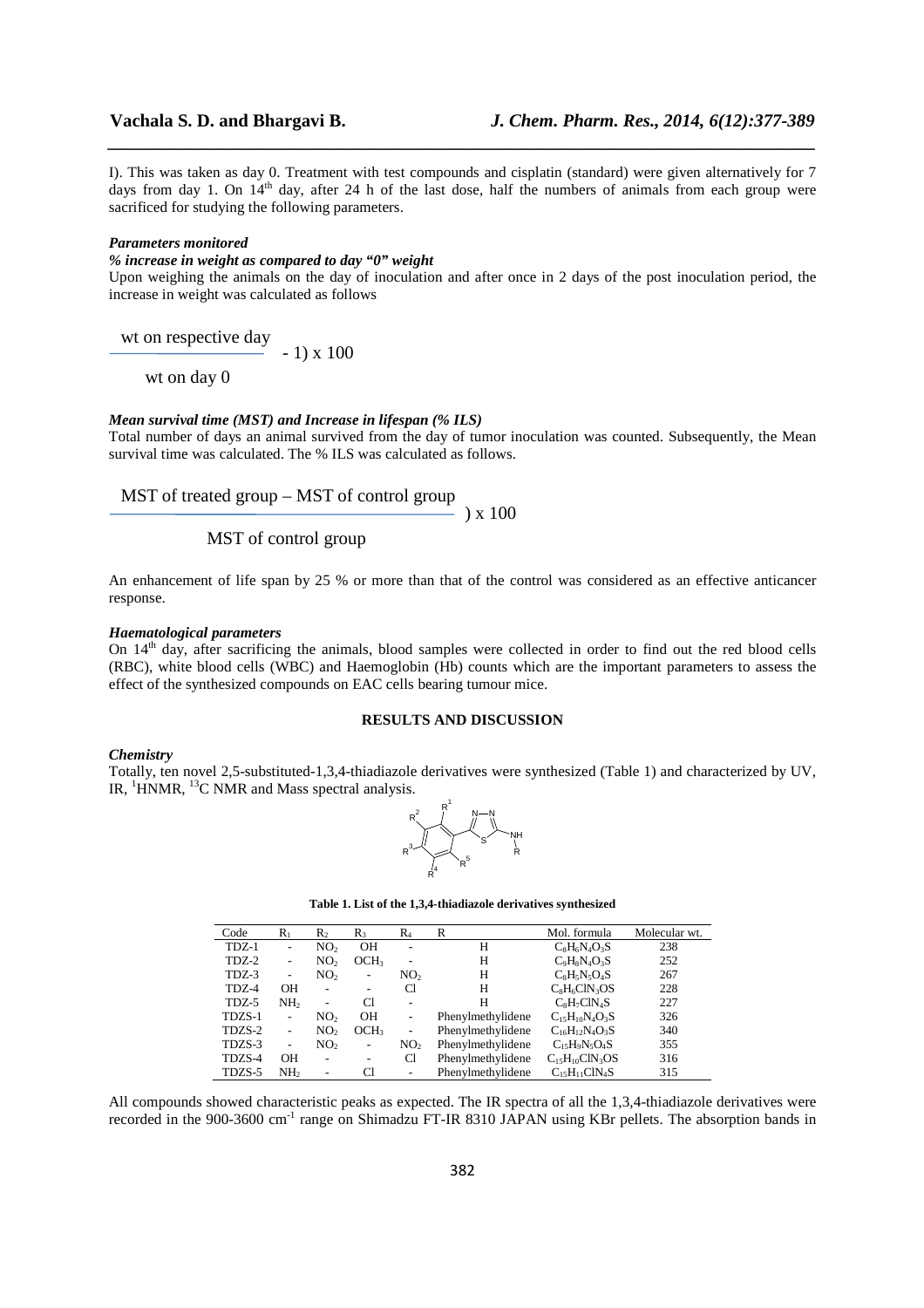I). This was taken as day 0. Treatment with test compounds and cisplatin (standard) were given alternatively for 7 days from day 1. On 14th day, after 24 h of the last dose, half the numbers of animals from each group were sacrificed for studying the following parameters.

***Parameters monitored***

***% increase in weight as compared to day "0" weight***

Upon weighing the animals on the day of inoculation and after once in 2 days of the post inoculation period, the increase in weight was calculated as follows

$$\left(\frac{\text{wt on respective day}}{\text{wt on day 0}} - 1\right) \times 100$$

***Mean survival time (MST) and Increase in lifespan (% ILS)***

Total number of days an animal survived from the day of tumor inoculation was counted. Subsequently, the Mean survival time was calculated. The % ILS was calculated as follows.

$$\left(\frac{\text{MST of treated group} - \text{MST of control group}}{\text{MST of control group}}\right) \times 100$$

An enhancement of life span by 25 % or more than that of the control was considered as an effective anticancer response.

***Haematological parameters***

On 14th day, after sacrificing the animals, blood samples were collected in order to find out the red blood cells (RBC), white blood cells (WBC) and Haemoglobin (Hb) counts which are the important parameters to assess the effect of the synthesized compounds on EAC cells bearing tumour mice.

## RESULTS AND DISCUSSION

***Chemistry***

Totally, ten novel 2,5-substituted-1,3,4-thiadiazole derivatives were synthesized (Table 1) and characterized by UV, IR, $^{1}$HNMR, $^{13}$C NMR and Mass spectral analysis.

**Table 1. List of the 1,3,4-thiadiazole derivatives synthesized**

| Code | $R_1$ | $R_2$ | $R_3$ | $R_4$ | R | Mol. formula | Molecular wt. |
|---|---|---|---|---|---|---|---|
| TDZ-1 | - | $NO_2$ | OH | - | H | $C_8H_6N_4O_3S$ | 238 |
| TDZ-2 | - | $NO_2$ | $OCH_3$ | - | H | $C_9H_8N_4O_3S$ | 252 |
| TDZ-3 | - | $NO_2$ | - | $NO_2$ | H | $C_8H_5N_5O_4S$ | 267 |
| TDZ-4 | OH | - | - | Cl | H | $C_8H_6ClN_3OS$ | 228 |
| TDZ-5 | $NH_2$ | - | Cl | - | H | $C_8H_7ClN_4S$ | 227 |
| TDZS-1 | - | $NO_2$ | OH | - | Phenylmethylidene | $C_{15}H_{10}N_4O_3S$ | 326 |
| TDZS-2 | - | $NO_2$ | $OCH_3$ | - | Phenylmethylidene | $C_{16}H_{12}N_4O_3S$ | 340 |
| TDZS-3 | - | $NO_2$ | - | $NO_2$ | Phenylmethylidene | $C_{15}H_9N_5O_4S$ | 355 |
| TDZS-4 | OH | - | - | Cl | Phenylmethylidene | $C_{15}H_{10}ClN_3OS$ | 316 |
| TDZS-5 | $NH_2$ | - | Cl | - | Phenylmethylidene | $C_{15}H_{11}ClN_4S$ | 315 |

All compounds showed characteristic peaks as expected. The IR spectra of all the 1,3,4-thiadiazole derivatives were recorded in the 900-3600 cm$^{-1}$ range on Shimadzu FT-IR 8310 JAPAN using KBr pellets. The absorption bands in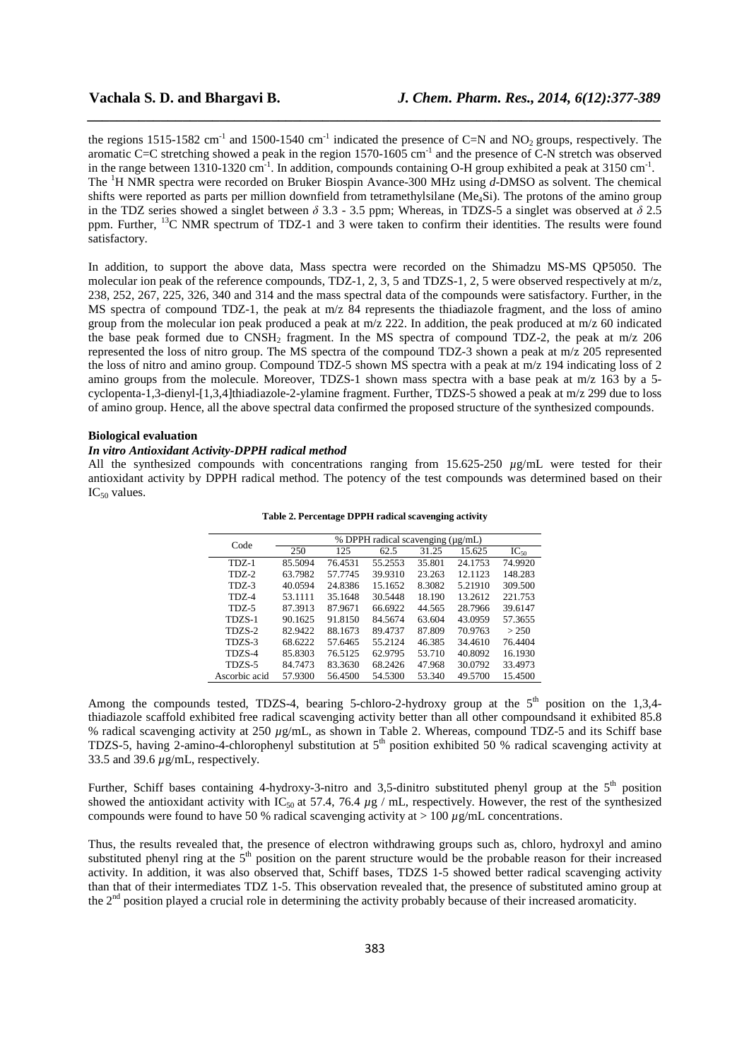the regions 1515-1582 $cm^{-1}$ and 1500-1540 $cm^{-1}$ indicated the presence of C=N and $NO_2$ groups, respectively. The aromatic C=C stretching showed a peak in the region 1570-1605 $cm^{-1}$ and the presence of C-N stretch was observed in the range between 1310-1320 $cm^{-1}$. In addition, compounds containing O-H group exhibited a peak at 3150 $cm^{-1}$. The $^1H$ NMR spectra were recorded on Bruker Biospin Avance-300 MHz using *d*-DMSO as solvent. The chemical shifts were reported as parts per million downfield from tetramethylsilane ($Me_4Si$). The protons of the amino group in the TDZ series showed a singlet between $\delta$ 3.3 - 3.5 ppm; Whereas, in TDZS-5 a singlet was observed at $\delta$ 2.5 ppm. Further, $^{13}C$ NMR spectrum of TDZ-1 and 3 were taken to confirm their identities. The results were found satisfactory.

In addition, to support the above data, Mass spectra were recorded on the Shimadzu MS-MS QP5050. The molecular ion peak of the reference compounds, TDZ-1, 2, 3, 5 and TDZS-1, 2, 5 were observed respectively at m/z, 238, 252, 267, 225, 326, 340 and 314 and the mass spectral data of the compounds were satisfactory. Further, in the MS spectra of compound TDZ-1, the peak at m/z 84 represents the thiadiazole fragment, and the loss of amino group from the molecular ion peak produced a peak at m/z 222. In addition, the peak produced at m/z 60 indicated the base peak formed due to $CNSH_2$ fragment. In the MS spectra of compound TDZ-2, the peak at m/z 206 represented the loss of nitro group. The MS spectra of the compound TDZ-3 shown a peak at m/z 205 represented the loss of nitro and amino group. Compound TDZ-5 shown MS spectra with a peak at m/z 194 indicating loss of 2 amino groups from the molecule. Moreover, TDZS-1 shown mass spectra with a base peak at m/z 163 by a 5-cyclopenta-1,3-dienyl-[1,3,4]thiadiazole-2-ylamine fragment. Further, TDZS-5 showed a peak at m/z 299 due to loss of amino group. Hence, all the above spectral data confirmed the proposed structure of the synthesized compounds.

## Biological evaluation

### *In vitro Antioxidant Activity-DPPH radical method*

All the synthesized compounds with concentrations ranging from 15.625-250 $\mu$g/mL were tested for their antioxidant activity by DPPH radical method. The potency of the test compounds was determined based on their $IC_{50}$ values.

**Table 2. Percentage DPPH radical scavenging activity**

| Code | % DPPH radical scavenging (µg/mL) | | | | | |
|---|---|---|---|---|---|---|
| | 250 | 125 | 62.5 | 31.25 | 15.625 | $IC_{50}$ |
| TDZ-1 | 85.5094 | 76.4531 | 55.2553 | 35.801 | 24.1753 | 74.9920 |
| TDZ-2 | 63.7982 | 57.7745 | 39.9310 | 23.263 | 12.1123 | 148.283 |
| TDZ-3 | 40.0594 | 24.8386 | 15.1652 | 8.3082 | 5.21910 | 309.500 |
| TDZ-4 | 53.1111 | 35.1648 | 30.5448 | 18.190 | 13.2612 | 221.753 |
| TDZ-5 | 87.3913 | 87.9671 | 66.6922 | 44.565 | 28.7966 | 39.6147 |
| TDZS-1 | 90.1625 | 91.8150 | 84.5674 | 63.604 | 43.0959 | 57.3655 |
| TDZS-2 | 82.9422 | 88.1673 | 89.4737 | 87.809 | 70.9763 | > 250 |
| TDZS-3 | 68.6222 | 57.6465 | 55.2124 | 46.385 | 34.4610 | 76.4404 |
| TDZS-4 | 85.8303 | 76.5125 | 62.9795 | 53.710 | 40.8092 | 16.1930 |
| TDZS-5 | 84.7473 | 83.3630 | 68.2426 | 47.968 | 30.0792 | 33.4973 |
| Ascorbic acid | 57.9300 | 56.4500 | 54.5300 | 53.340 | 49.5700 | 15.4500 |

Among the compounds tested, TDZS-4, bearing 5-chloro-2-hydroxy group at the 5th position on the 1,3,4-thiadiazole scaffold exhibited free radical scavenging activity better than all other compoundsand it exhibited 85.8 % radical scavenging activity at 250 $\mu$g/mL, as shown in Table 2. Whereas, compound TDZ-5 and its Schiff base TDZS-5, having 2-amino-4-chlorophenyl substitution at 5th position exhibited 50 % radical scavenging activity at 33.5 and 39.6 $\mu$g/mL, respectively.

Further, Schiff bases containing 4-hydroxy-3-nitro and 3,5-dinitro substituted phenyl group at the 5th position showed the antioxidant activity with $IC_{50}$ at 57.4, 76.4 $\mu$g / mL, respectively. However, the rest of the synthesized compounds were found to have 50 % radical scavenging activity at > 100 $\mu$g/mL concentrations.

Thus, the results revealed that, the presence of electron withdrawing groups such as, chloro, hydroxyl and amino substituted phenyl ring at the 5th position on the parent structure would be the probable reason for their increased activity. In addition, it was also observed that, Schiff bases, TDZS 1-5 showed better radical scavenging activity than that of their intermediates TDZ 1-5. This observation revealed that, the presence of substituted amino group at the 2nd position played a crucial role in determining the activity probably because of their increased aromaticity.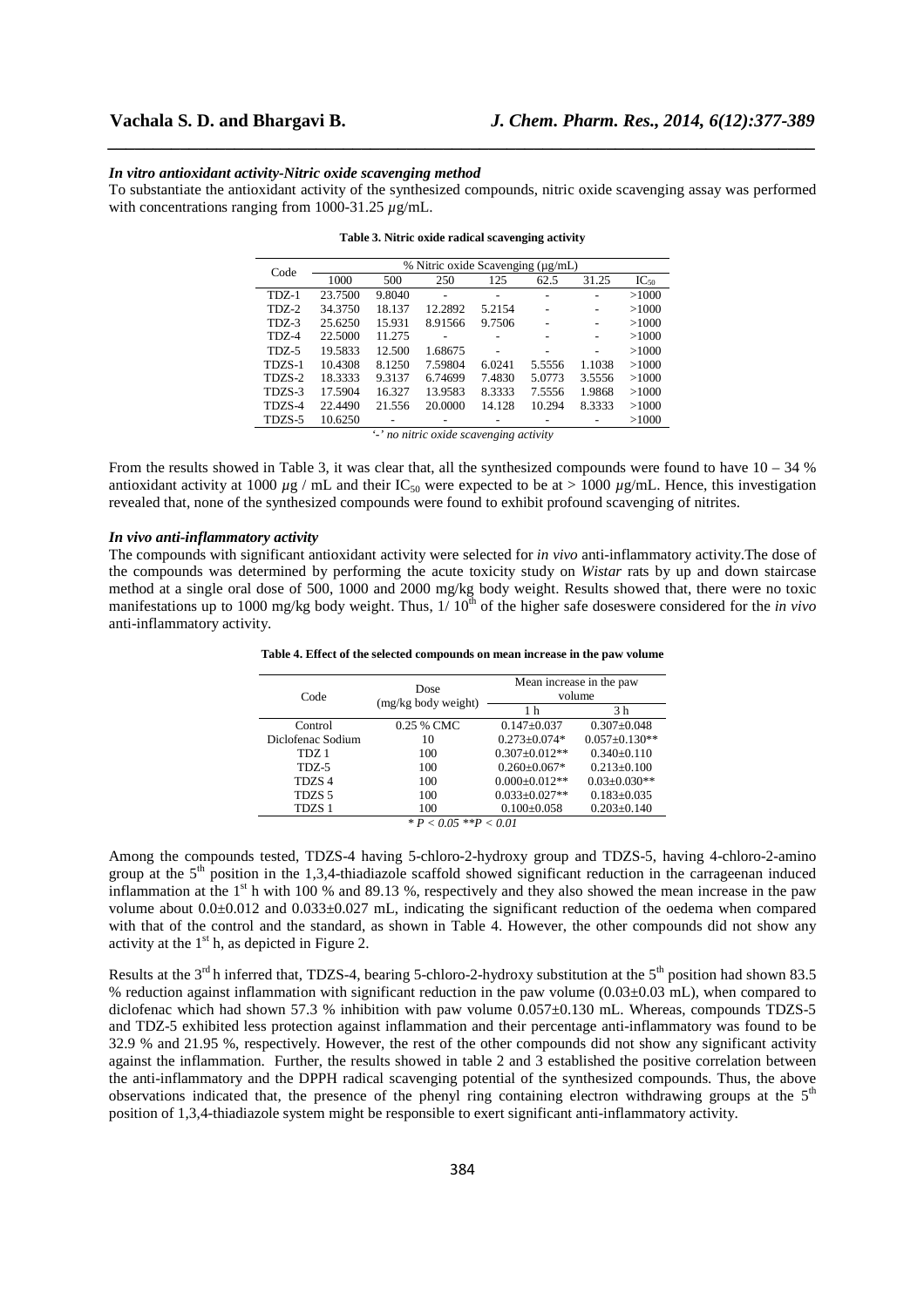### *In vitro antioxidant activity-Nitric oxide scavenging method*

To substantiate the antioxidant activity of the synthesized compounds, nitric oxide scavenging assay was performed with concentrations ranging from 1000-31.25 µg/mL.

**Table 3. Nitric oxide radical scavenging activity**

| Code | % Nitric oxide Scavenging (µg/mL) | | | | | | |
|---|---|---|---|---|---|---|---|
| | 1000 | 500 | 250 | 125 | 62.5 | 31.25 | $IC_{50}$ |
| TDZ-1 | 23.7500 | 9.8040 | - | - | - | - | >1000 |
| TDZ-2 | 34.3750 | 18.137 | 12.2892 | 5.2154 | - | - | >1000 |
| TDZ-3 | 25.6250 | 15.931 | 8.91566 | 9.7506 | - | - | >1000 |
| TDZ-4 | 22.5000 | 11.275 | - | - | - | - | >1000 |
| TDZ-5 | 19.5833 | 12.500 | 1.68675 | - | - | - | >1000 |
| TDZS-1 | 10.4308 | 8.1250 | 7.59804 | 6.0241 | 5.5556 | 1.1038 | >1000 |
| TDZS-2 | 18.3333 | 9.3137 | 6.74699 | 7.4830 | 5.0773 | 3.5556 | >1000 |
| TDZS-3 | 17.5904 | 16.327 | 13.9583 | 8.3333 | 7.5556 | 1.9868 | >1000 |
| TDZS-4 | 22.4490 | 21.556 | 20.0000 | 14.128 | 10.294 | 8.3333 | >1000 |
| TDZS-5 | 10.6250 | - | - | - | - | - | >1000 |

*'-' no nitric oxide scavenging activity*

From the results showed in Table 3, it was clear that, all the synthesized compounds were found to have 10 – 34 % antioxidant activity at 1000 µg / mL and their $IC_{50}$ were expected to be at > 1000 µg/mL. Hence, this investigation revealed that, none of the synthesized compounds were found to exhibit profound scavenging of nitrites.

### *In vivo anti-inflammatory activity*

The compounds with significant antioxidant activity were selected for *in vivo* anti-inflammatory activity.The dose of the compounds was determined by performing the acute toxicity study on *Wistar* rats by up and down staircase method at a single oral dose of 500, 1000 and 2000 mg/kg body weight. Results showed that, there were no toxic manifestations up to 1000 mg/kg body weight. Thus, 1/ 10[th] of the higher safe doseswere considered for the *in vivo* anti-inflammatory activity.

**Table 4. Effect of the selected compounds on mean increase in the paw volume**

| Code | Dose (mg/kg body weight) | Mean increase in the paw volume | |
|---|---|---|---|
| | | 1 h | 3 h |
| Control | 0.25 % CMC | 0.147±0.037 | 0.307±0.048 |
| Diclofenac Sodium | 10 | 0.273±0.074* | 0.057±0.130** |
| TDZ 1 | 100 | 0.307±0.012** | 0.340±0.110 |
| TDZ-5 | 100 | 0.260±0.067* | 0.213±0.100 |
| TDZS 4 | 100 | 0.000±0.012** | 0.03±0.030** |
| TDZS 5 | 100 | 0.033±0.027** | 0.183±0.035 |
| TDZS 1 | 100 | 0.100±0.058 | 0.203±0.140 |

*$* P < 0.05$ $** P < 0.01$*

Among the compounds tested, TDZS-4 having 5-chloro-2-hydroxy group and TDZS-5, having 4-chloro-2-amino group at the 5[th] position in the 1,3,4-thiadiazole scaffold showed significant reduction in the carrageenan induced inflammation at the 1[st] h with 100 % and 89.13 %, respectively and they also showed the mean increase in the paw volume about 0.0±0.012 and 0.033±0.027 mL, indicating the significant reduction of the oedema when compared with that of the control and the standard, as shown in Table 4. However, the other compounds did not show any activity at the 1[st] h, as depicted in Figure 2.

Results at the 3[rd] h inferred that, TDZS-4, bearing 5-chloro-2-hydroxy substitution at the 5[th] position had shown 83.5 % reduction against inflammation with significant reduction in the paw volume (0.03±0.03 mL), when compared to diclofenac which had shown 57.3 % inhibition with paw volume 0.057±0.130 mL. Whereas, compounds TDZS-5 and TDZ-5 exhibited less protection against inflammation and their percentage anti-inflammatory was found to be 32.9 % and 21.95 %, respectively. However, the rest of the other compounds did not show any significant activity against the inflammation. Further, the results showed in table 2 and 3 established the positive correlation between the anti-inflammatory and the DPPH radical scavenging potential of the synthesized compounds. Thus, the above observations indicated that, the presence of the phenyl ring containing electron withdrawing groups at the 5[th] position of 1,3,4-thiadiazole system might be responsible to exert significant anti-inflammatory activity.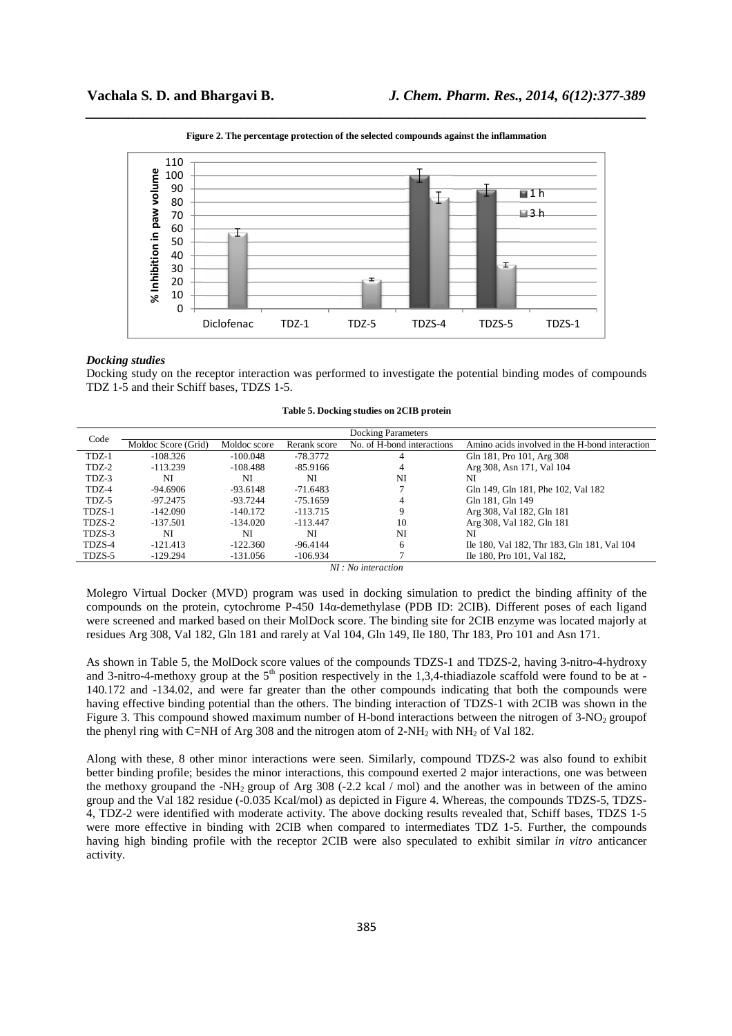**Figure 2. The percentage protection of the selected compounds against the inflammation**

### *Docking studies*

Docking study on the receptor interaction was performed to investigate the potential binding modes of compounds TDZ 1-5 and their Schiff bases, TDZS 1-5.

**Table 5. Docking studies on 2CIB protein**

| Code | Docking Parameters | | | | |
|---|---|---|---|---|---|
| | Moldoc Score (Grid) | Moldoc score | Rerank score | No. of H-bond interactions | Amino acids involved in the H-bond interaction |
| TDZ-1 | -108.326 | -100.048 | -78.3772 | 4 | Gln 181, Pro 101, Arg 308 |
| TDZ-2 | -113.239 | -108.488 | -85.9166 | 4 | Arg 308, Asn 171, Val 104 |
| TDZ-3 | NI | NI | NI | NI | NI |
| TDZ-4 | -94.6906 | -93.6148 | -71.6483 | 7 | Gln 149, Gln 181, Phe 102, Val 182 |
| TDZ-5 | -97.2475 | -93.7244 | -75.1659 | 4 | Gln 181, Gln 149 |
| TDZS-1 | -142.090 | -140.172 | -113.715 | 9 | Arg 308, Val 182, Gln 181 |
| TDZS-2 | -137.501 | -134.020 | -113.447 | 10 | Arg 308, Val 182, Gln 181 |
| TDZS-3 | NI | NI | NI | NI | NI |
| TDZS-4 | -121.413 | -122.360 | -96.4144 | 6 | Ile 180, Val 182, Thr 183, Gln 181, Val 104 |
| TDZS-5 | -129.294 | -131.056 | -106.934 | 7 | Ile 180, Pro 101, Val 182, |

*NI : No interaction*

Molegro Virtual Docker (MVD) program was used in docking simulation to predict the binding affinity of the compounds on the protein, cytochrome P-450 14α-demethylase (PDB ID: 2CIB). Different poses of each ligand were screened and marked based on their MolDock score. The binding site for 2CIB enzyme was located majorly at residues Arg 308, Val 182, Gln 181 and rarely at Val 104, Gln 149, Ile 180, Thr 183, Pro 101 and Asn 171.

As shown in Table 5, the MolDock score values of the compounds TDZS-1 and TDZS-2, having 3-nitro-4-hydroxy and 3-nitro-4-methoxy group at the 5$^{th}$ position respectively in the 1,3,4-thiadiazole scaffold were found to be at -140.172 and -134.02, and were far greater than the other compounds indicating that both the compounds were having effective binding potential than the others. The binding interaction of TDZS-1 with 2CIB was shown in the Figure 3. This compound showed maximum number of H-bond interactions between the nitrogen of 3-$NO_2$ groupof the phenyl ring with C=NH of Arg 308 and the nitrogen atom of 2-$NH_2$ with $NH_2$ of Val 182.

Along with these, 8 other minor interactions were seen. Similarly, compound TDZS-2 was also found to exhibit better binding profile; besides the minor interactions, this compound exerted 2 major interactions, one was between the methoxy groupand the -$NH_2$ group of Arg 308 (-2.2 kcal / mol) and the another was in between of the amino group and the Val 182 residue (-0.035 Kcal/mol) as depicted in Figure 4. Whereas, the compounds TDZS-5, TDZS-4, TDZ-2 were identified with moderate activity. The above docking results revealed that, Schiff bases, TDZS 1-5 were more effective in binding with 2CIB when compared to intermediates TDZ 1-5. Further, the compounds having high binding profile with the receptor 2CIB were also speculated to exhibit similar *in vitro* anticancer activity.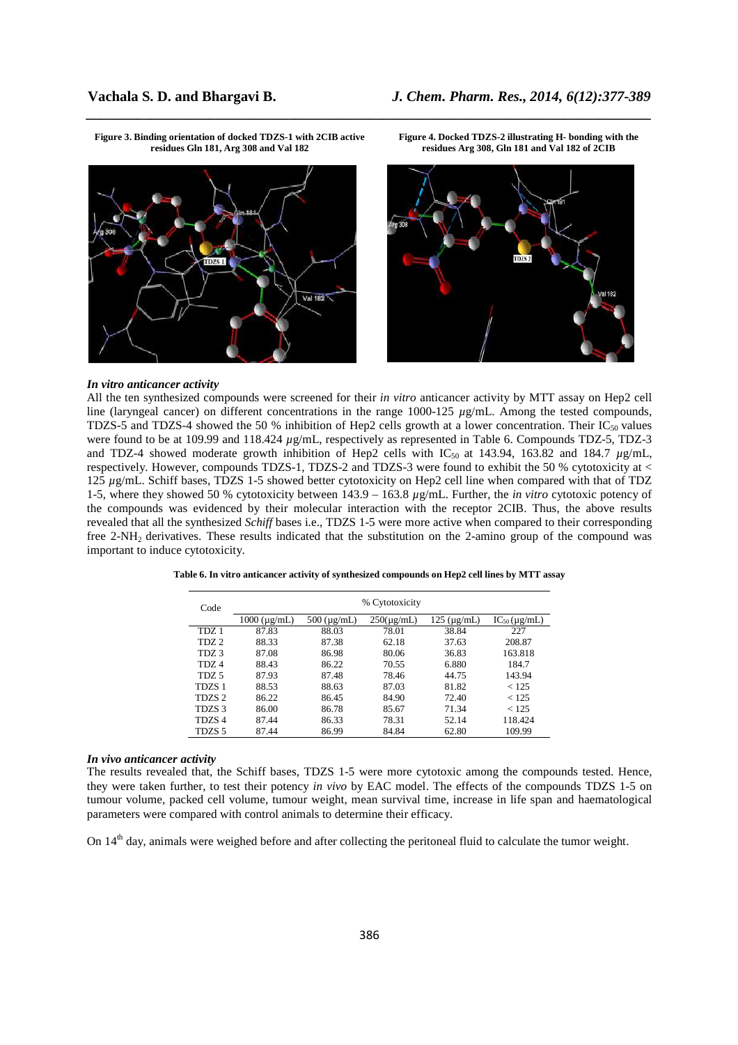**Figure 3. Binding orientation of docked TDZS-1 with 2CIB active residues Gln 181, Arg 308 and Val 182**

**Figure 4. Docked TDZS-2 illustrating H- bonding with the residues Arg 308, Gln 181 and Val 182 of 2CIB**

### *In vitro anticancer activity*

All the ten synthesized compounds were screened for their *in vitro* anticancer activity by MTT assay on Hep2 cell line (laryngeal cancer) on different concentrations in the range 1000-125 $\mu$g/mL. Among the tested compounds, TDZS-5 and TDZS-4 showed the 50 % inhibition of Hep2 cells growth at a lower concentration. Their $IC_{50}$ values were found to be at 109.99 and 118.424 $\mu$g/mL, respectively as represented in Table 6. Compounds TDZ-5, TDZ-3 and TDZ-4 showed moderate growth inhibition of Hep2 cells with $IC_{50}$ at 143.94, 163.82 and 184.7 $\mu$g/mL, respectively. However, compounds TDZS-1, TDZS-2 and TDZS-3 were found to exhibit the 50 % cytotoxicity at < 125 $\mu$g/mL. Schiff bases, TDZS 1-5 showed better cytotoxicity on Hep2 cell line when compared with that of TDZ 1-5, where they showed 50 % cytotoxicity between 143.9 – 163.8 $\mu$g/mL. Further, the *in vitro* cytotoxic potency of the compounds was evidenced by their molecular interaction with the receptor 2CIB. Thus, the above results revealed that all the synthesized *Schiff* bases i.e., TDZS 1-5 were more active when compared to their corresponding free 2-$NH_2$ derivatives. These results indicated that the substitution on the 2-amino group of the compound was important to induce cytotoxicity.

**Table 6. In vitro anticancer activity of synthesized compounds on Hep2 cell lines by MTT assay**

| Code | % Cytotoxicity | | | | |
|---|---|---|---|---|---|
| | 1000 (μg/mL) | 500 (μg/mL) | 250(μg/mL) | 125 (μg/mL) | $IC_{50}$ (μg/mL) |
| TDZ 1 | 87.83 | 88.03 | 78.01 | 38.84 | 227 |
| TDZ 2 | 88.33 | 87.38 | 62.18 | 37.63 | 208.87 |
| TDZ 3 | 87.08 | 86.98 | 80.06 | 36.83 | 163.818 |
| TDZ 4 | 88.43 | 86.22 | 70.55 | 6.880 | 184.7 |
| TDZ 5 | 87.93 | 87.48 | 78.46 | 44.75 | 143.94 |
| TDZS 1 | 88.53 | 88.63 | 87.03 | 81.82 | < 125 |
| TDZS 2 | 86.22 | 86.45 | 84.90 | 72.40 | < 125 |
| TDZS 3 | 86.00 | 86.78 | 85.67 | 71.34 | < 125 |
| TDZS 4 | 87.44 | 86.33 | 78.31 | 52.14 | 118.424 |
| TDZS 5 | 87.44 | 86.99 | 84.84 | 62.80 | 109.99 |

### *In vivo anticancer activity*

The results revealed that, the Schiff bases, TDZS 1-5 were more cytotoxic among the compounds tested. Hence, they were taken further, to test their potency *in vivo* by EAC model. The effects of the compounds TDZS 1-5 on tumour volume, packed cell volume, tumour weight, mean survival time, increase in life span and haematological parameters were compared with control animals to determine their efficacy.

On 14$^{th}$ day, animals were weighed before and after collecting the peritoneal fluid to calculate the tumor weight.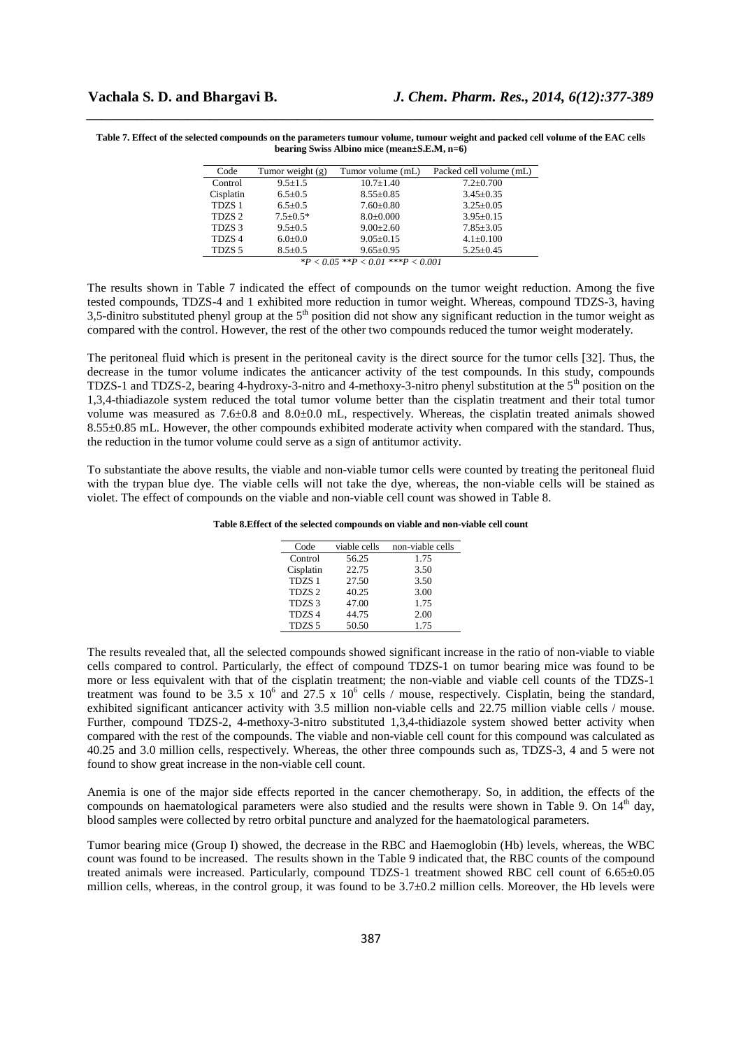**Table 7. Effect of the selected compounds on the parameters tumour volume, tumour weight and packed cell volume of the EAC cells bearing Swiss Albino mice (mean±S.E.M, n=6)**

| Code | Tumor weight (g) | Tumor volume (mL) | Packed cell volume (mL) |
|---|---|---|---|
| Control | 9.5±1.5 | 10.7±1.40 | 7.2±0.700 |
| Cisplatin | 6.5±0.5 | 8.55±0.85 | 3.45±0.35 |
| TDZS 1 | 6.5±0.5 | 7.60±0.80 | 3.25±0.05 |
| TDZS 2 | 7.5±0.5* | 8.0±0.000 | 3.95±0.15 |
| TDZS 3 | 9.5±0.5 | 9.00±2.60 | 7.85±3.05 |
| TDZS 4 | 6.0±0.0 | 9.05±0.15 | 4.1±0.100 |
| TDZS 5 | 8.5±0.5 | 9.65±0.95 | 5.25±0.45 |

*$^{*}P < 0.05$ $^{**}P < 0.01$ $^{***}P < 0.001$*

The results shown in Table 7 indicated the effect of compounds on the tumor weight reduction. Among the five tested compounds, TDZS-4 and 1 exhibited more reduction in tumor weight. Whereas, compound TDZS-3, having 3,5-dinitro substituted phenyl group at the 5$^{th}$ position did not show any significant reduction in the tumor weight as compared with the control. However, the rest of the other two compounds reduced the tumor weight moderately.

The peritoneal fluid which is present in the peritoneal cavity is the direct source for the tumor cells [32]. Thus, the decrease in the tumor volume indicates the anticancer activity of the test compounds. In this study, compounds TDZS-1 and TDZS-2, bearing 4-hydroxy-3-nitro and 4-methoxy-3-nitro phenyl substitution at the 5$^{th}$ position on the 1,3,4-thiadiazole system reduced the total tumor volume better than the cisplatin treatment and their total tumor volume was measured as 7.6±0.8 and 8.0±0.0 mL, respectively. Whereas, the cisplatin treated animals showed 8.55±0.85 mL. However, the other compounds exhibited moderate activity when compared with the standard. Thus, the reduction in the tumor volume could serve as a sign of antitumor activity.

To substantiate the above results, the viable and non-viable tumor cells were counted by treating the peritoneal fluid with the trypan blue dye. The viable cells will not take the dye, whereas, the non-viable cells will be stained as violet. The effect of compounds on the viable and non-viable cell count was showed in Table 8.

**Table 8.Effect of the selected compounds on viable and non-viable cell count**

| Code | viable cells | non-viable cells |
|---|---|---|
| Control | 56.25 | 1.75 |
| Cisplatin | 22.75 | 3.50 |
| TDZS 1 | 27.50 | 3.50 |
| TDZS 2 | 40.25 | 3.00 |
| TDZS 3 | 47.00 | 1.75 |
| TDZS 4 | 44.75 | 2.00 |
| TDZS 5 | 50.50 | 1.75 |

The results revealed that, all the selected compounds showed significant increase in the ratio of non-viable to viable cells compared to control. Particularly, the effect of compound TDZS-1 on tumor bearing mice was found to be more or less equivalent with that of the cisplatin treatment; the non-viable and viable cell counts of the TDZS-1 treatment was found to be $3.5 \times 10^6$ and $27.5 \times 10^6$ cells / mouse, respectively. Cisplatin, being the standard, exhibited significant anticancer activity with 3.5 million non-viable cells and 22.75 million viable cells / mouse. Further, compound TDZS-2, 4-methoxy-3-nitro substituted 1,3,4-thidiazole system showed better activity when compared with the rest of the compounds. The viable and non-viable cell count for this compound was calculated as 40.25 and 3.0 million cells, respectively. Whereas, the other three compounds such as, TDZS-3, 4 and 5 were not found to show great increase in the non-viable cell count.

Anemia is one of the major side effects reported in the cancer chemotherapy. So, in addition, the effects of the compounds on haematological parameters were also studied and the results were shown in Table 9. On 14$^{th}$ day, blood samples were collected by retro orbital puncture and analyzed for the haematological parameters.

Tumor bearing mice (Group I) showed, the decrease in the RBC and Haemoglobin (Hb) levels, whereas, the WBC count was found to be increased. The results shown in the Table 9 indicated that, the RBC counts of the compound treated animals were increased. Particularly, compound TDZS-1 treatment showed RBC cell count of 6.65±0.05 million cells, whereas, in the control group, it was found to be 3.7±0.2 million cells. Moreover, the Hb levels were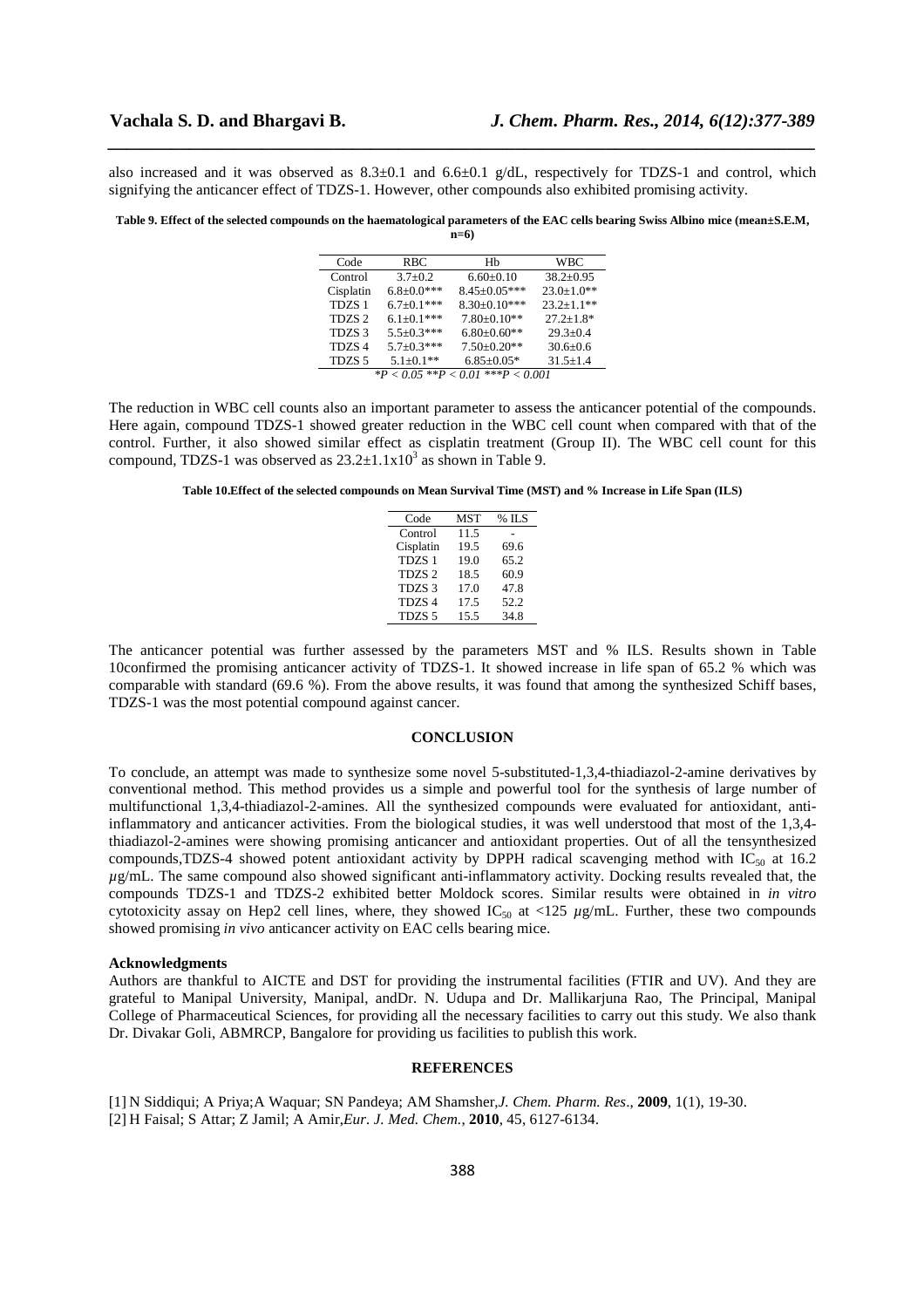also increased and it was observed as 8.3±0.1 and 6.6±0.1 g/dL, respectively for TDZS-1 and control, which signifying the anticancer effect of TDZS-1. However, other compounds also exhibited promising activity.

**Table 9. Effect of the selected compounds on the haematological parameters of the EAC cells bearing Swiss Albino mice (mean±S.E.M, n=6)**

| Code | RBC | Hb | WBC |
|---|---|---|---|
| Control | 3.7±0.2 | 6.60±0.10 | 38.2±0.95 |
| Cisplatin | 6.8±0.0*** | 8.45±0.05*** | 23.0±1.0** |
| TDZS 1 | 6.7±0.1*** | 8.30±0.10*** | 23.2±1.1** |
| TDZS 2 | 6.1±0.1*** | 7.80±0.10** | 27.2±1.8* |
| TDZS 3 | 5.5±0.3*** | 6.80±0.60** | 29.3±0.4 |
| TDZS 4 | 5.7±0.3*** | 7.50±0.20** | 30.6±0.6 |
| TDZS 5 | 5.1±0.1** | 6.85±0.05* | 31.5±1.4 |

**P* < 0.05 ***P* < 0.01 ****P* < 0.001

The reduction in WBC cell counts also an important parameter to assess the anticancer potential of the compounds. Here again, compound TDZS-1 showed greater reduction in the WBC cell count when compared with that of the control. Further, it also showed similar effect as cisplatin treatment (Group II). The WBC cell count for this compound, TDZS-1 was observed as $23.2\pm1.1\times10^3$ as shown in Table 9.

**Table 10.Effect of the selected compounds on Mean Survival Time (MST) and % Increase in Life Span (ILS)**

| Code | MST | % ILS |
|---|---|---|
| Control | 11.5 | - |
| Cisplatin | 19.5 | 69.6 |
| TDZS 1 | 19.0 | 65.2 |
| TDZS 2 | 18.5 | 60.9 |
| TDZS 3 | 17.0 | 47.8 |
| TDZS 4 | 17.5 | 52.2 |
| TDZS 5 | 15.5 | 34.8 |

The anticancer potential was further assessed by the parameters MST and % ILS. Results shown in Table 10confirmed the promising anticancer activity of TDZS-1. It showed increase in life span of 65.2 % which was comparable with standard (69.6 %). From the above results, it was found that among the synthesized Schiff bases, TDZS-1 was the most potential compound against cancer.

## CONCLUSION

To conclude, an attempt was made to synthesize some novel 5-substituted-1,3,4-thiadiazol-2-amine derivatives by conventional method. This method provides us a simple and powerful tool for the synthesis of large number of multifunctional 1,3,4-thiadiazol-2-amines. All the synthesized compounds were evaluated for antioxidant, anti-inflammatory and anticancer activities. From the biological studies, it was well understood that most of the 1,3,4-thiadiazol-2-amines were showing promising anticancer and antioxidant properties. Out of all the tensynthesized compounds,TDZS-4 showed potent antioxidant activity by DPPH radical scavenging method with $IC_{50}$ at 16.2 $\mu$g/mL. The same compound also showed significant anti-inflammatory activity. Docking results revealed that, the compounds TDZS-1 and TDZS-2 exhibited better Moldock scores. Similar results were obtained in *in vitro* cytotoxicity assay on Hep2 cell lines, where, they showed $IC_{50}$ at <125 $\mu$g/mL. Further, these two compounds showed promising *in vivo* anticancer activity on EAC cells bearing mice.

### Acknowledgments

Authors are thankful to AICTE and DST for providing the instrumental facilities (FTIR and UV). And they are grateful to Manipal University, Manipal, andDr. N. Udupa and Dr. Mallikarjuna Rao, The Principal, Manipal College of Pharmaceutical Sciences, for providing all the necessary facilities to carry out this study. We also thank Dr. Divakar Goli, ABMRCP, Bangalore for providing us facilities to publish this work.

## REFERENCES

[1] N Siddiqui; A Priya;A Waquar; SN Pandeya; AM Shamsher,*J. Chem. Pharm. Res*., **2009**, 1(1), 19-30.
[2] H Faisal; S Attar; Z Jamil; A Amir,*Eur. J. Med. Chem.*, **2010**, 45, 6127-6134.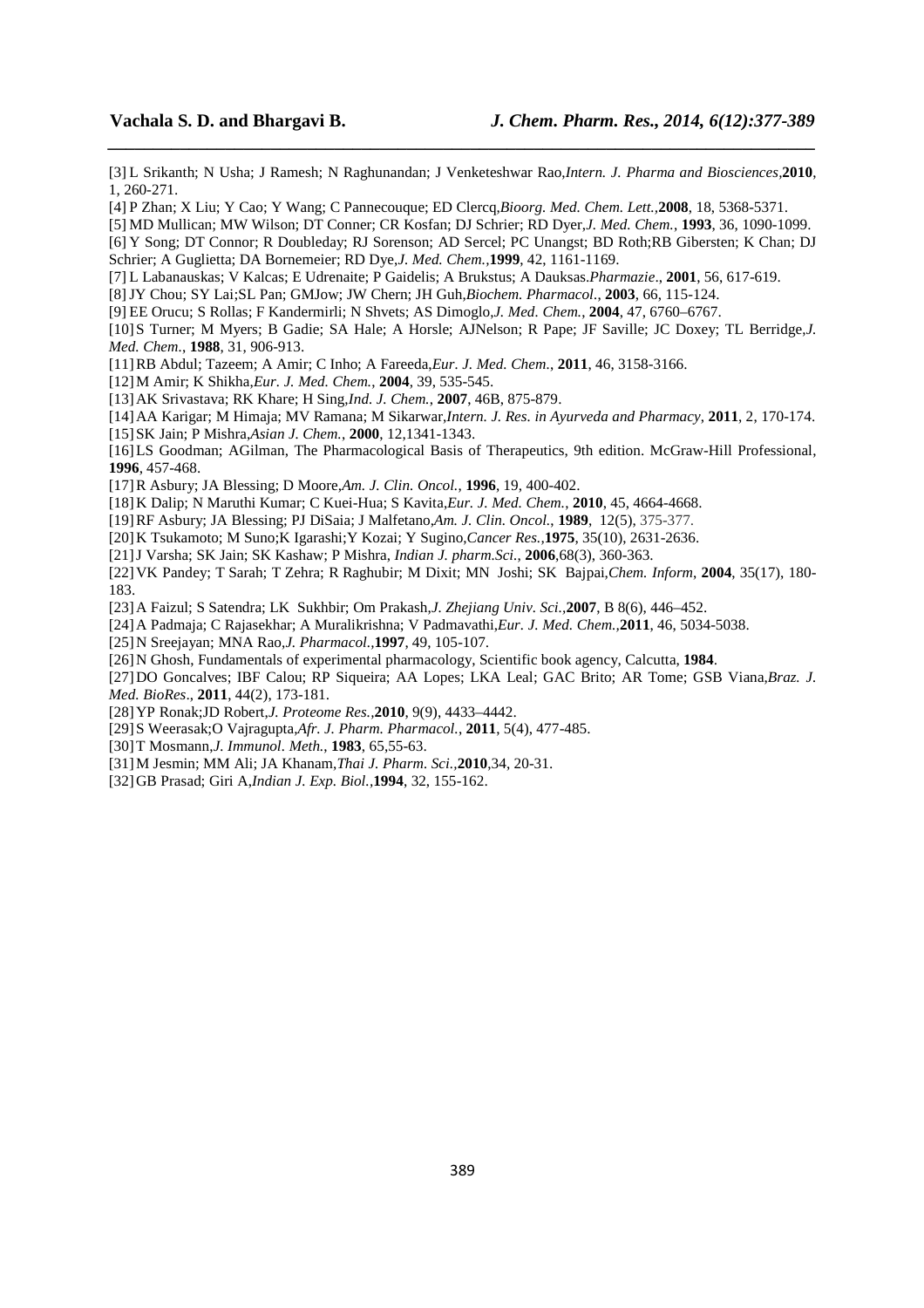[3] L Srikanth; N Usha; J Ramesh; N Raghunandan; J Venketeshwar Rao,*Intern. J. Pharma and Biosciences*,**2010**, 1, 260-271.

[4] P Zhan; X Liu; Y Cao; Y Wang; C Pannecouque; ED Clercq,*Bioorg. Med. Chem. Lett.*,**2008**, 18, 5368-5371.

[5] MD Mullican; MW Wilson; DT Conner; CR Kosfan; DJ Schrier; RD Dyer,*J. Med. Chem.*, **1993**, 36, 1090-1099.

[6] Y Song; DT Connor; R Doubleday; RJ Sorenson; AD Sercel; PC Unangst; BD Roth;RB Gibersten; K Chan; DJ Schrier; A Guglietta; DA Bornemeier; RD Dye,*J. Med. Chem.*,**1999**, 42, 1161-1169.

[7] L Labanauskas; V Kalcas; E Udrenaite; P Gaidelis; A Brukstus; A Dauksas.*Pharmazie*., **2001**, 56, 617-619.

[8] JY Chou; SY Lai;SL Pan; GMJow; JW Chern; JH Guh,*Biochem. Pharmacol*., **2003**, 66, 115-124.

[9] EE Orucu; S Rollas; F Kandermirli; N Shvets; AS Dimoglo,*J. Med. Chem.*, **2004**, 47, 6760–6767.

[10] S Turner; M Myers; B Gadie; SA Hale; A Horsle; AJNelson; R Pape; JF Saville; JC Doxey; TL Berridge,*J. Med. Chem*., **1988**, 31, 906-913.

[11] RB Abdul; Tazeem; A Amir; C Inho; A Fareeda,*Eur. J. Med. Chem.*, **2011**, 46, 3158-3166.

[12] M Amir; K Shikha,*Eur. J. Med. Chem.*, **2004**, 39, 535-545.

[13] AK Srivastava; RK Khare; H Sing,*Ind. J. Chem.*, **2007**, 46B, 875-879.

[14] AA Karigar; M Himaja; MV Ramana; M Sikarwar,*Intern. J. Res. in Ayurveda and Pharmacy*, **2011**, 2, 170-174.

[15] SK Jain; P Mishra,*Asian J. Chem.*, **2000**, 12,1341-1343.

[16] LS Goodman; AGilman, The Pharmacological Basis of Therapeutics, 9th edition. McGraw-Hill Professional, **1996**, 457-468.

[17] R Asbury; JA Blessing; D Moore,*Am. J. Clin. Oncol.*, **1996**, 19, 400-402.

[18] K Dalip; N Maruthi Kumar; C Kuei-Hua; S Kavita,*Eur. J. Med. Chem.*, **2010**, 45, 4664-4668.

[19] RF Asbury; JA Blessing; PJ DiSaia; J Malfetano,*Am. J. Clin. Oncol.*, **1989**, 12(5), 375-377.

[20] K Tsukamoto; M Suno;K Igarashi;Y Kozai; Y Sugino,*Cancer Res.*,**1975**, 35(10), 2631-2636.

[21] J Varsha; SK Jain; SK Kashaw; P Mishra, *Indian J. pharm.Sci.*, **2006**,68(3), 360-363.

[22] VK Pandey; T Sarah; T Zehra; R Raghubir; M Dixit; MN Joshi; SK Bajpai,*Chem. Inform*, **2004**, 35(17), 180-183.

[23] A Faizul; S Satendra; LK Sukhbir; Om Prakash,*J. Zhejiang Univ. Sci.*,**2007**, B 8(6), 446–452.

[24] A Padmaja; C Rajasekhar; A Muralikrishna; V Padmavathi,*Eur. J. Med. Chem.*,**2011**, 46, 5034-5038.

[25] N Sreejayan; MNA Rao,*J. Pharmacol.*,**1997**, 49, 105-107.

[26] N Ghosh, Fundamentals of experimental pharmacology, Scientific book agency, Calcutta, **1984**.

[27] DO Goncalves; IBF Calou; RP Siqueira; AA Lopes; LKA Leal; GAC Brito; AR Tome; GSB Viana,*Braz. J. Med. BioRes*., **2011**, 44(2), 173-181.

[28] YP Ronak;JD Robert,*J. Proteome Res.*,**2010**, 9(9), 4433–4442.

[29] S Weerasak;O Vajragupta,*Afr. J. Pharm. Pharmacol.*, **2011**, 5(4), 477-485.

[30] T Mosmann,*J. Immunol. Meth.*, **1983**, 65,55-63.

[31] M Jesmin; MM Ali; JA Khanam,*Thai J. Pharm. Sci.*,**2010**,34, 20-31.

[32] GB Prasad; Giri A,*Indian J. Exp. Biol.*,**1994**, 32, 155-162.